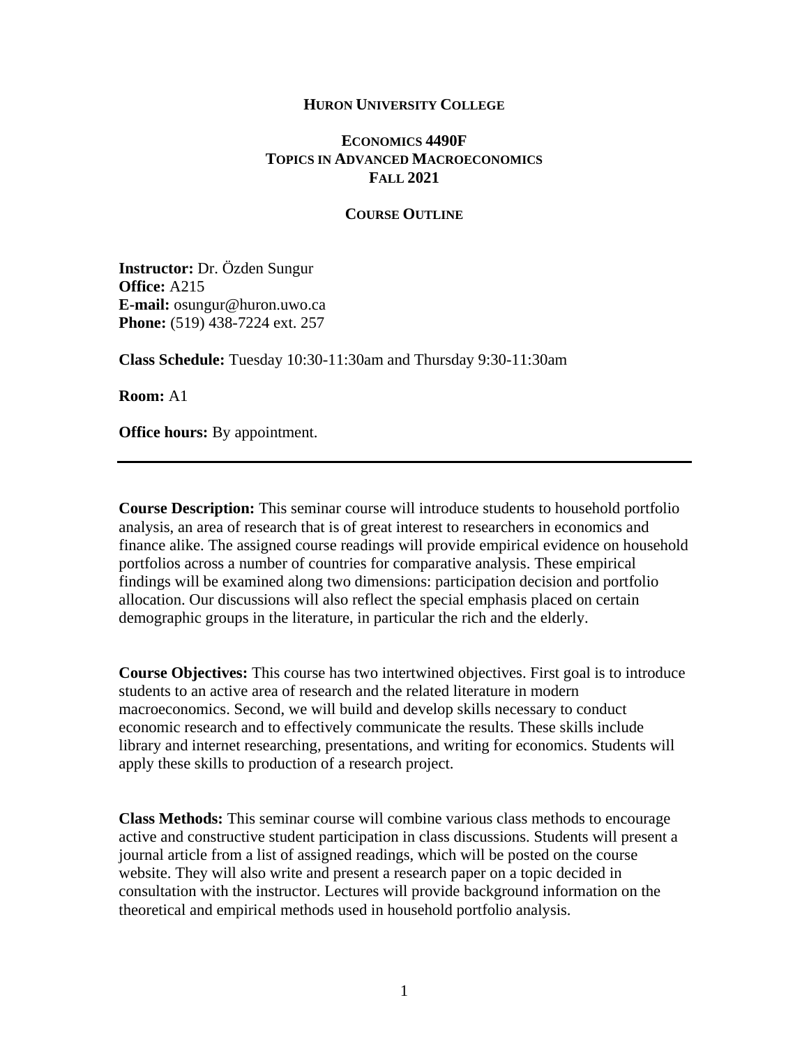**HURON UNIVERSITY COLLEGE**

# ECONOMICS 4490F
# TOPICS IN ADVANCED MACROECONOMICS
# FALL 2021

## COURSE OUTLINE

**Instructor:** Dr. Özden Sungur
**Office:** A215
**E-mail:** osungur@huron.uwo.ca
**Phone:** (519) 438-7224 ext. 257

**Class Schedule:** Tuesday 10:30-11:30am and Thursday 9:30-11:30am

**Room:** A1

**Office hours:** By appointment.

---

**Course Description:** This seminar course will introduce students to household portfolio analysis, an area of research that is of great interest to researchers in economics and finance alike. The assigned course readings will provide empirical evidence on household portfolios across a number of countries for comparative analysis. These empirical findings will be examined along two dimensions: participation decision and portfolio allocation. Our discussions will also reflect the special emphasis placed on certain demographic groups in the literature, in particular the rich and the elderly.

**Course Objectives:** This course has two intertwined objectives. First goal is to introduce students to an active area of research and the related literature in modern macroeconomics. Second, we will build and develop skills necessary to conduct economic research and to effectively communicate the results. These skills include library and internet researching, presentations, and writing for economics. Students will apply these skills to production of a research project.

**Class Methods:** This seminar course will combine various class methods to encourage active and constructive student participation in class discussions. Students will present a journal article from a list of assigned readings, which will be posted on the course website. They will also write and present a research paper on a topic decided in consultation with the instructor. Lectures will provide background information on the theoretical and empirical methods used in household portfolio analysis.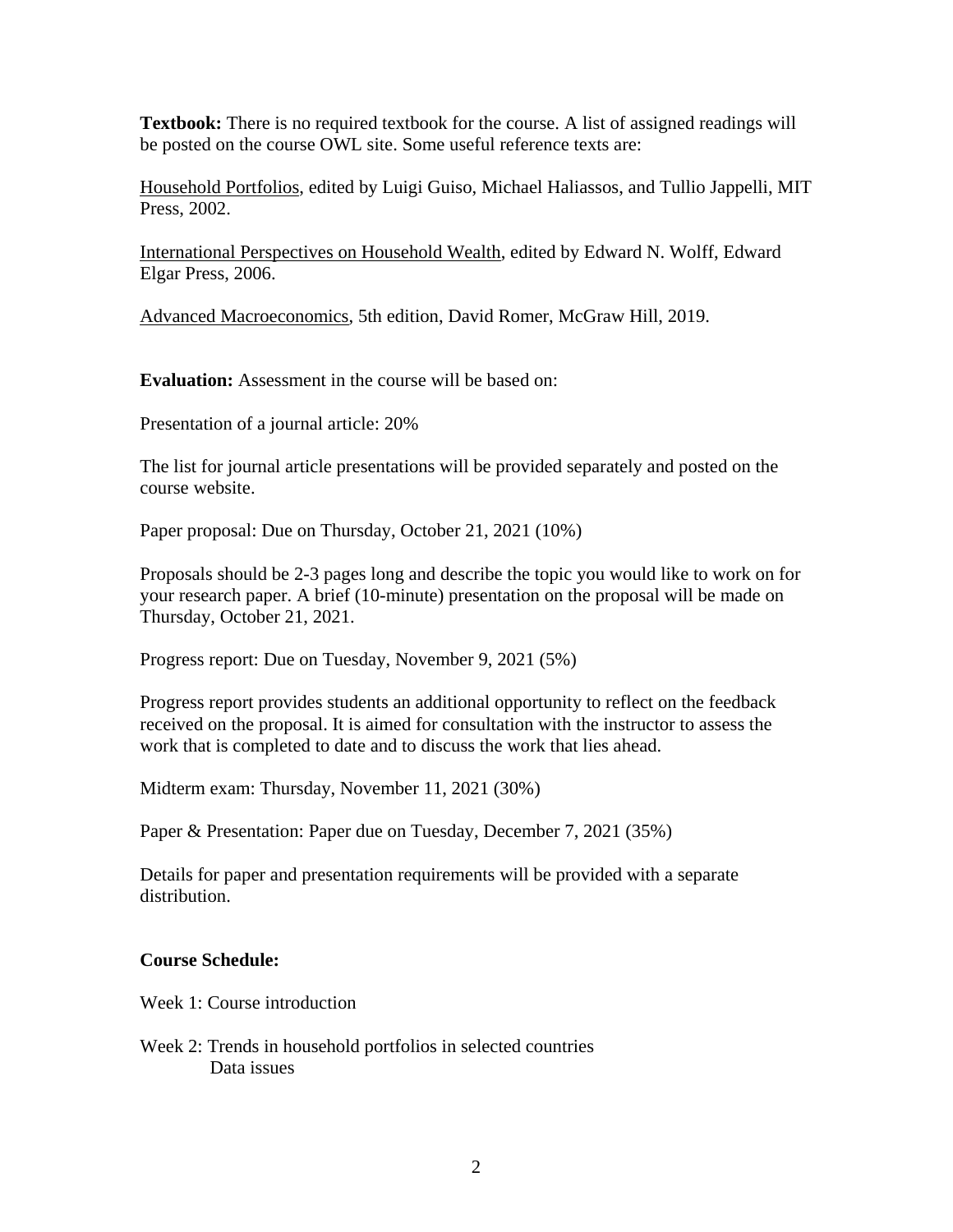**Textbook:** There is no required textbook for the course. A list of assigned readings will be posted on the course OWL site. Some useful reference texts are:

Household Portfolios, edited by Luigi Guiso, Michael Haliassos, and Tullio Jappelli, MIT Press, 2002.

International Perspectives on Household Wealth, edited by Edward N. Wolff, Edward Elgar Press, 2006.

Advanced Macroeconomics, 5th edition, David Romer, McGraw Hill, 2019.

**Evaluation:** Assessment in the course will be based on:

Presentation of a journal article: 20%

The list for journal article presentations will be provided separately and posted on the course website.

Paper proposal: Due on Thursday, October 21, 2021 (10%)

Proposals should be 2-3 pages long and describe the topic you would like to work on for your research paper. A brief (10-minute) presentation on the proposal will be made on Thursday, October 21, 2021.

Progress report: Due on Tuesday, November 9, 2021 (5%)

Progress report provides students an additional opportunity to reflect on the feedback received on the proposal. It is aimed for consultation with the instructor to assess the work that is completed to date and to discuss the work that lies ahead.

Midterm exam: Thursday, November 11, 2021 (30%)

Paper & Presentation: Paper due on Tuesday, December 7, 2021 (35%)

Details for paper and presentation requirements will be provided with a separate distribution.

**Course Schedule:**

Week 1: Course introduction

Week 2: Trends in household portfolios in selected countries
Data issues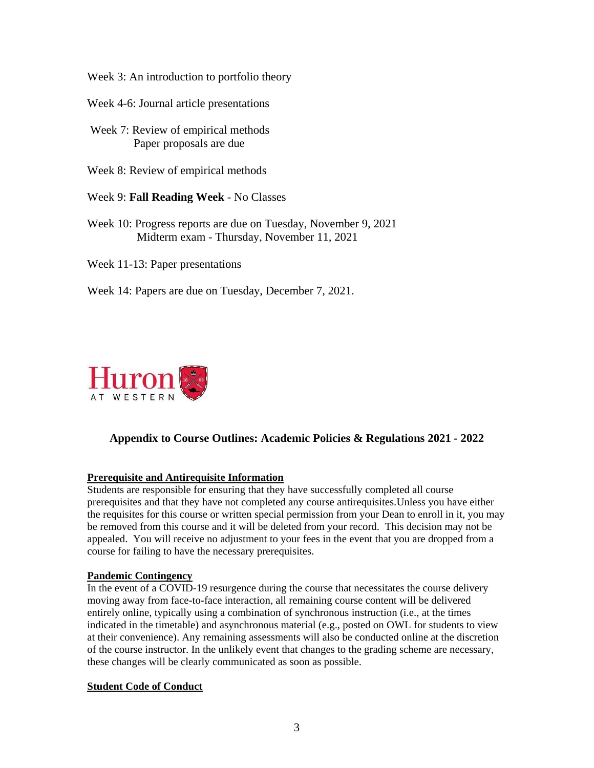Week 3: An introduction to portfolio theory

Week 4-6: Journal article presentations

Week 7: Review of empirical methods
Paper proposals are due

Week 8: Review of empirical methods

Week 9: **Fall Reading Week** - No Classes

Week 10: Progress reports are due on Tuesday, November 9, 2021
Midterm exam - Thursday, November 11, 2021

Week 11-13: Paper presentations

Week 14: Papers are due on Tuesday, December 7, 2021.

Huron AT WESTERN

## Appendix to Course Outlines: Academic Policies & Regulations 2021 - 2022

**Prerequisite and Antirequisite Information**

Students are responsible for ensuring that they have successfully completed all course prerequisites and that they have not completed any course antirequisites.Unless you have either the requisites for this course or written special permission from your Dean to enroll in it, you may be removed from this course and it will be deleted from your record. This decision may not be appealed. You will receive no adjustment to your fees in the event that you are dropped from a course for failing to have the necessary prerequisites.

**Pandemic Contingency**

In the event of a COVID-19 resurgence during the course that necessitates the course delivery moving away from face-to-face interaction, all remaining course content will be delivered entirely online, typically using a combination of synchronous instruction (i.e., at the times indicated in the timetable) and asynchronous material (e.g., posted on OWL for students to view at their convenience). Any remaining assessments will also be conducted online at the discretion of the course instructor. In the unlikely event that changes to the grading scheme are necessary, these changes will be clearly communicated as soon as possible.

**Student Code of Conduct**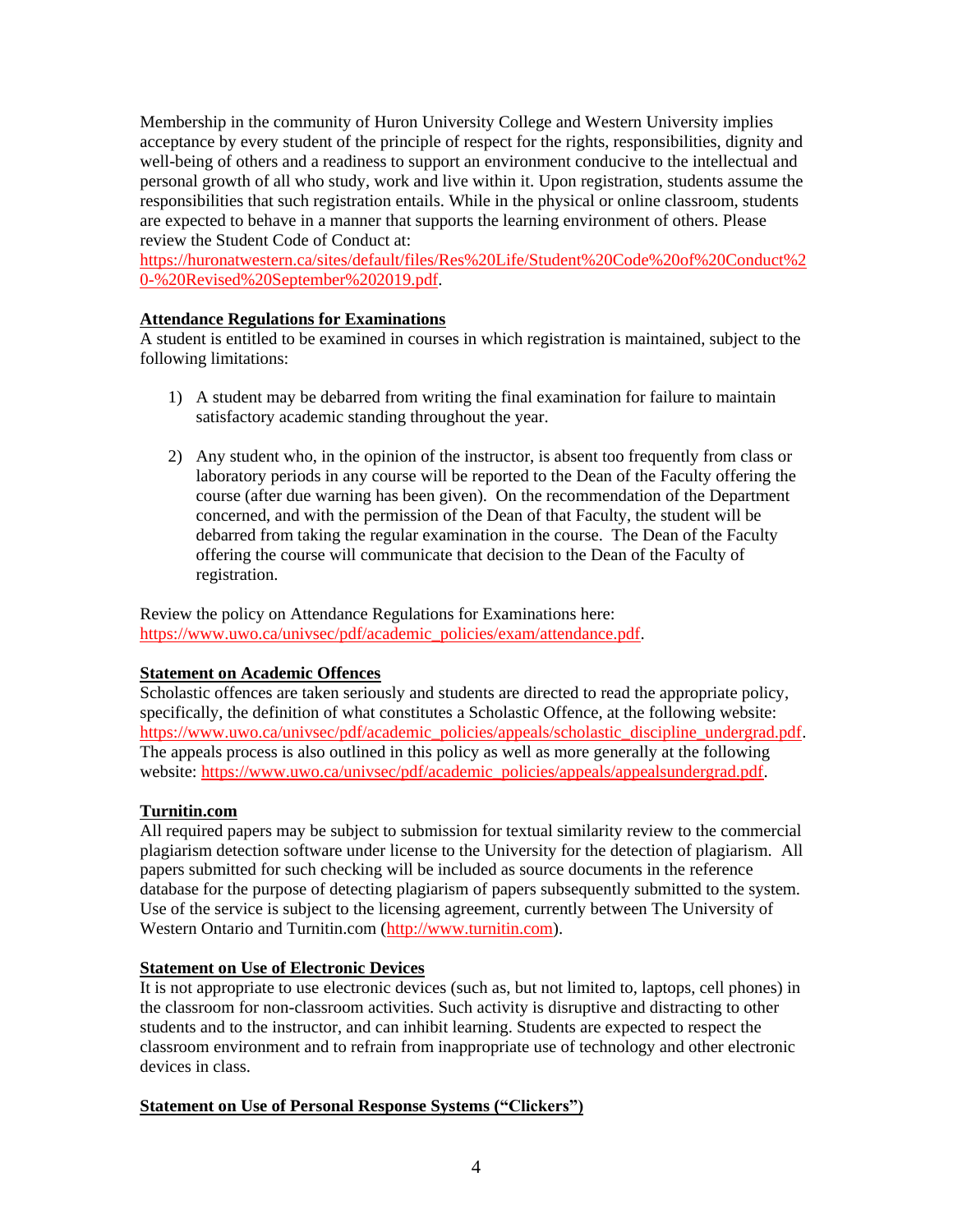Membership in the community of Huron University College and Western University implies acceptance by every student of the principle of respect for the rights, responsibilities, dignity and well-being of others and a readiness to support an environment conducive to the intellectual and personal growth of all who study, work and live within it. Upon registration, students assume the responsibilities that such registration entails. While in the physical or online classroom, students are expected to behave in a manner that supports the learning environment of others. Please review the Student Code of Conduct at: https://huronatwestern.ca/sites/default/files/Res%20Life/Student%20Code%20of%20Conduct%20-%20Revised%20September%202019.pdf.

### Attendance Regulations for Examinations

A student is entitled to be examined in courses in which registration is maintained, subject to the following limitations:

1) A student may be debarred from writing the final examination for failure to maintain satisfactory academic standing throughout the year.

2) Any student who, in the opinion of the instructor, is absent too frequently from class or laboratory periods in any course will be reported to the Dean of the Faculty offering the course (after due warning has been given). On the recommendation of the Department concerned, and with the permission of the Dean of that Faculty, the student will be debarred from taking the regular examination in the course. The Dean of the Faculty offering the course will communicate that decision to the Dean of the Faculty of registration.

Review the policy on Attendance Regulations for Examinations here: https://www.uwo.ca/univsec/pdf/academic_policies/exam/attendance.pdf.

### Statement on Academic Offences

Scholastic offences are taken seriously and students are directed to read the appropriate policy, specifically, the definition of what constitutes a Scholastic Offence, at the following website: https://www.uwo.ca/univsec/pdf/academic_policies/appeals/scholastic_discipline_undergrad.pdf. The appeals process is also outlined in this policy as well as more generally at the following website: https://www.uwo.ca/univsec/pdf/academic_policies/appeals/appealsundergrad.pdf.

### Turnitin.com

All required papers may be subject to submission for textual similarity review to the commercial plagiarism detection software under license to the University for the detection of plagiarism. All papers submitted for such checking will be included as source documents in the reference database for the purpose of detecting plagiarism of papers subsequently submitted to the system. Use of the service is subject to the licensing agreement, currently between The University of Western Ontario and Turnitin.com (http://www.turnitin.com).

### Statement on Use of Electronic Devices

It is not appropriate to use electronic devices (such as, but not limited to, laptops, cell phones) in the classroom for non-classroom activities. Such activity is disruptive and distracting to other students and to the instructor, and can inhibit learning. Students are expected to respect the classroom environment and to refrain from inappropriate use of technology and other electronic devices in class.

### Statement on Use of Personal Response Systems ("Clickers")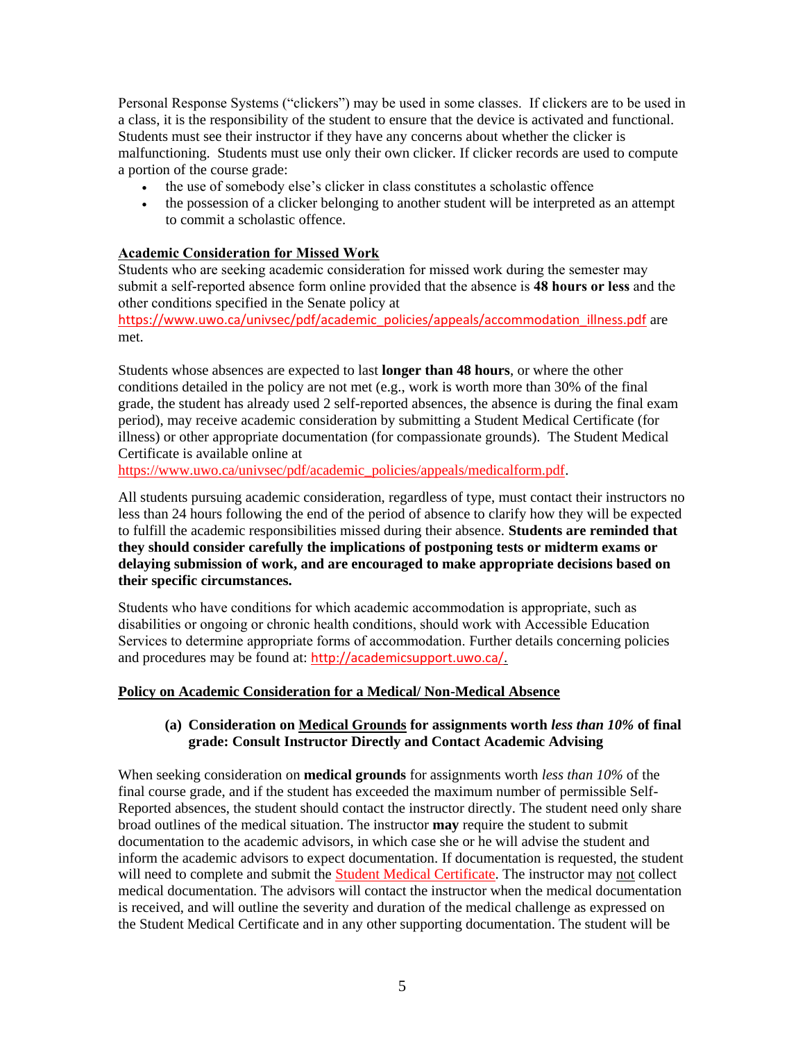Personal Response Systems ("clickers") may be used in some classes. If clickers are to be used in a class, it is the responsibility of the student to ensure that the device is activated and functional. Students must see their instructor if they have any concerns about whether the clicker is malfunctioning. Students must use only their own clicker. If clicker records are used to compute a portion of the course grade:

- the use of somebody else's clicker in class constitutes a scholastic offence
- the possession of a clicker belonging to another student will be interpreted as an attempt to commit a scholastic offence.

**Academic Consideration for Missed Work**

Students who are seeking academic consideration for missed work during the semester may submit a self-reported absence form online provided that the absence is **48 hours or less** and the other conditions specified in the Senate policy at https://www.uwo.ca/univsec/pdf/academic_policies/appeals/accommodation_illness.pdf are met.

Students whose absences are expected to last **longer than 48 hours**, or where the other conditions detailed in the policy are not met (e.g., work is worth more than 30% of the final grade, the student has already used 2 self-reported absences, the absence is during the final exam period), may receive academic consideration by submitting a Student Medical Certificate (for illness) or other appropriate documentation (for compassionate grounds). The Student Medical Certificate is available online at https://www.uwo.ca/univsec/pdf/academic_policies/appeals/medicalform.pdf.

All students pursuing academic consideration, regardless of type, must contact their instructors no less than 24 hours following the end of the period of absence to clarify how they will be expected to fulfill the academic responsibilities missed during their absence. **Students are reminded that they should consider carefully the implications of postponing tests or midterm exams or delaying submission of work, and are encouraged to make appropriate decisions based on their specific circumstances.**

Students who have conditions for which academic accommodation is appropriate, such as disabilities or ongoing or chronic health conditions, should work with Accessible Education Services to determine appropriate forms of accommodation. Further details concerning policies and procedures may be found at: http://academicsupport.uwo.ca/.

**Policy on Academic Consideration for a Medical/ Non-Medical Absence**

**(a) Consideration on Medical Grounds for assignments worth *less than 10%* of final grade: Consult Instructor Directly and Contact Academic Advising**

When seeking consideration on **medical grounds** for assignments worth *less than 10%* of the final course grade, and if the student has exceeded the maximum number of permissible Self-Reported absences, the student should contact the instructor directly. The student need only share broad outlines of the medical situation. The instructor **may** require the student to submit documentation to the academic advisors, in which case she or he will advise the student and inform the academic advisors to expect documentation. If documentation is requested, the student will need to complete and submit the Student Medical Certificate. The instructor may not collect medical documentation. The advisors will contact the instructor when the medical documentation is received, and will outline the severity and duration of the medical challenge as expressed on the Student Medical Certificate and in any other supporting documentation. The student will be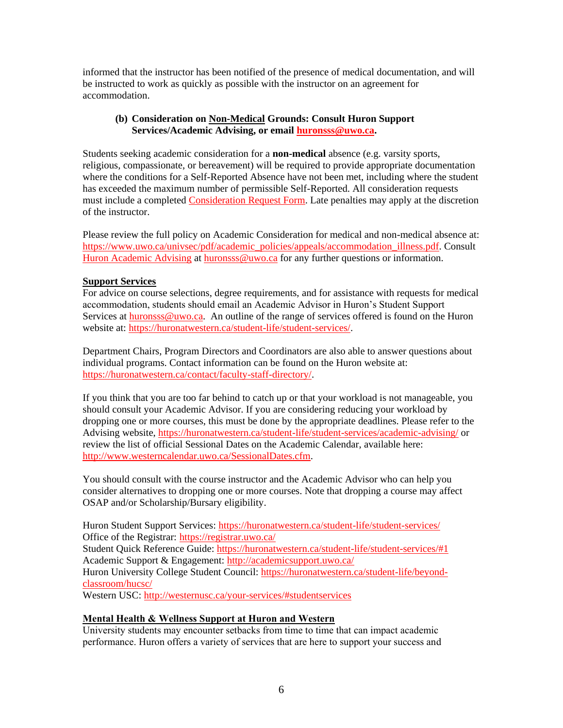informed that the instructor has been notified of the presence of medical documentation, and will be instructed to work as quickly as possible with the instructor on an agreement for accommodation.

**(b) Consideration on Non-Medical Grounds: Consult Huron Support Services/Academic Advising, or email huronsss@uwo.ca.**

Students seeking academic consideration for a **non-medical** absence (e.g. varsity sports, religious, compassionate, or bereavement) will be required to provide appropriate documentation where the conditions for a Self-Reported Absence have not been met, including where the student has exceeded the maximum number of permissible Self-Reported. All consideration requests must include a completed Consideration Request Form. Late penalties may apply at the discretion of the instructor.

Please review the full policy on Academic Consideration for medical and non-medical absence at: https://www.uwo.ca/univsec/pdf/academic_policies/appeals/accommodation_illness.pdf. Consult Huron Academic Advising at huronsss@uwo.ca for any further questions or information.

**Support Services**

For advice on course selections, degree requirements, and for assistance with requests for medical accommodation, students should email an Academic Advisor in Huron's Student Support Services at huronsss@uwo.ca. An outline of the range of services offered is found on the Huron website at: https://huronatwestern.ca/student-life/student-services/.

Department Chairs, Program Directors and Coordinators are also able to answer questions about individual programs. Contact information can be found on the Huron website at: https://huronatwestern.ca/contact/faculty-staff-directory/.

If you think that you are too far behind to catch up or that your workload is not manageable, you should consult your Academic Advisor. If you are considering reducing your workload by dropping one or more courses, this must be done by the appropriate deadlines. Please refer to the Advising website, https://huronatwestern.ca/student-life/student-services/academic-advising/ or review the list of official Sessional Dates on the Academic Calendar, available here: http://www.westerncalendar.uwo.ca/SessionalDates.cfm.

You should consult with the course instructor and the Academic Advisor who can help you consider alternatives to dropping one or more courses. Note that dropping a course may affect OSAP and/or Scholarship/Bursary eligibility.

Huron Student Support Services: https://huronatwestern.ca/student-life/student-services/
Office of the Registrar: https://registrar.uwo.ca/
Student Quick Reference Guide: https://huronatwestern.ca/student-life/student-services/#1
Academic Support & Engagement: http://academicsupport.uwo.ca/
Huron University College Student Council: https://huronatwestern.ca/student-life/beyond-classroom/hucsc/
Western USC: http://westernusc.ca/your-services/#studentservices

**Mental Health & Wellness Support at Huron and Western**

University students may encounter setbacks from time to time that can impact academic performance. Huron offers a variety of services that are here to support your success and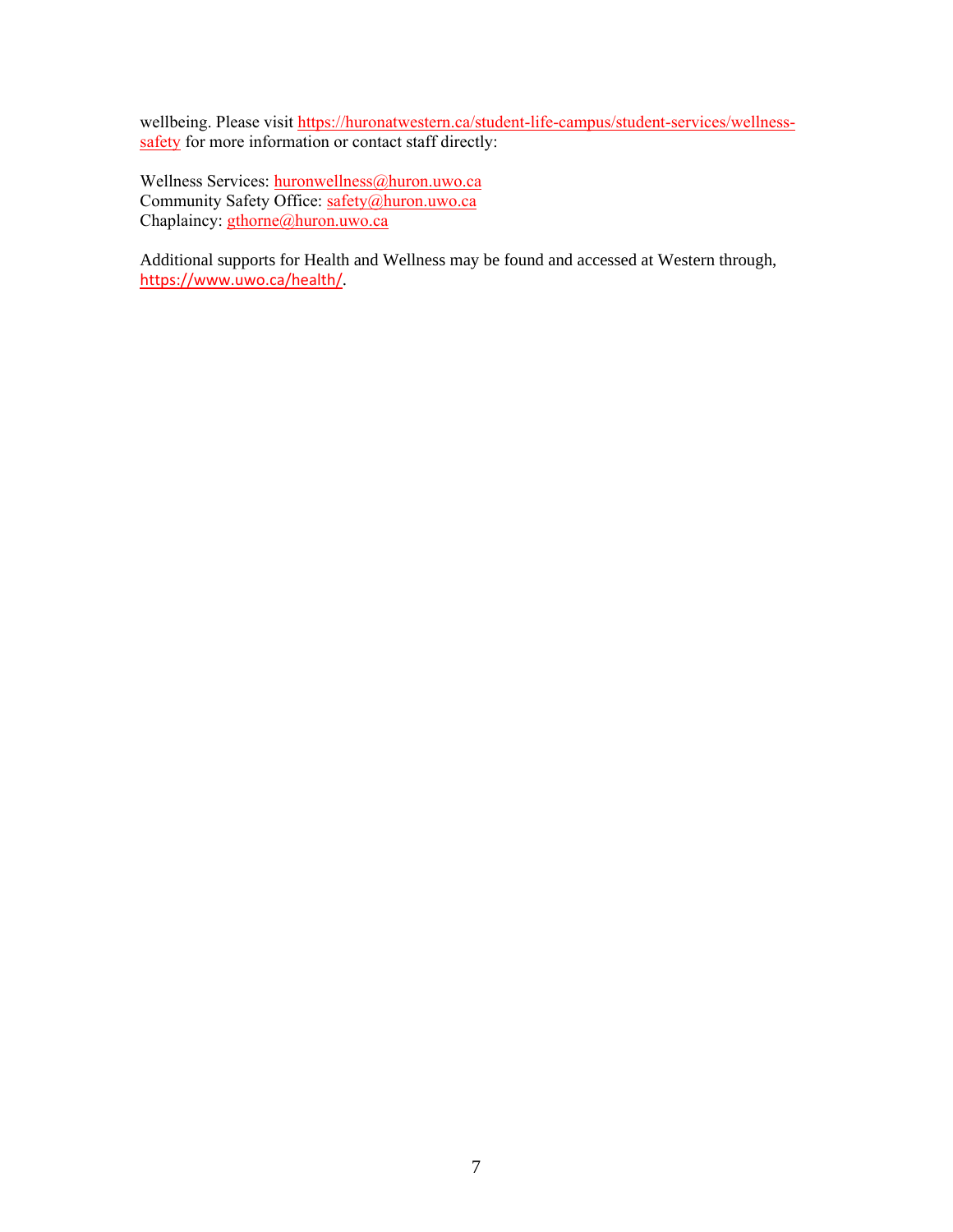wellbeing. Please visit https://huronatwestern.ca/student-life-campus/student-services/wellness-safety for more information or contact staff directly:

Wellness Services: huronwellness@huron.uwo.ca
Community Safety Office: safety@huron.uwo.ca
Chaplaincy: gthorne@huron.uwo.ca

Additional supports for Health and Wellness may be found and accessed at Western through, https://www.uwo.ca/health/.